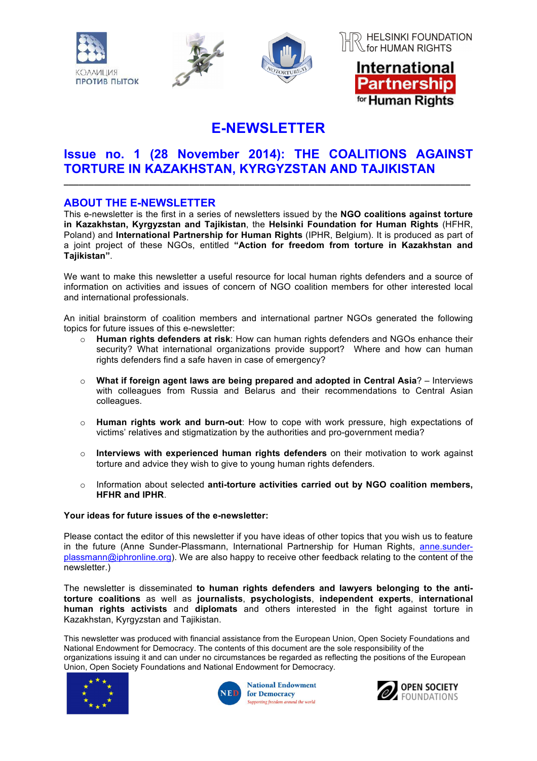КОАЛИЦИЯ ПРОТИВ ПЫТОК

HELSINKI FOUNDATION for HUMAN RIGHTS

International Partnership for Human Rights

# E-NEWSLETTER

## Issue no. 1 (28 November 2014): THE COALITIONS AGAINST TORTURE IN KAZAKHSTAN, KYRGYZSTAN AND TAJIKISTAN

---

## ABOUT THE E-NEWSLETTER

This e-newsletter is the first in a series of newsletters issued by the **NGO coalitions against torture in Kazakhstan, Kyrgyzstan and Tajikistan**, the **Helsinki Foundation for Human Rights** (HFHR, Poland) and **International Partnership for Human Rights** (IPHR, Belgium). It is produced as part of a joint project of these NGOs, entitled **"Action for freedom from torture in Kazakhstan and Tajikistan"**.

We want to make this newsletter a useful resource for local human rights defenders and a source of information on activities and issues of concern of NGO coalition members for other interested local and international professionals.

An initial brainstorm of coalition members and international partner NGOs generated the following topics for future issues of this e-newsletter:

- **Human rights defenders at risk**: How can human rights defenders and NGOs enhance their security? What international organizations provide support? Where and how can human rights defenders find a safe haven in case of emergency?
- **What if foreign agent laws are being prepared and adopted in Central Asia**? – Interviews with colleagues from Russia and Belarus and their recommendations to Central Asian colleagues.
- **Human rights work and burn-out**: How to cope with work pressure, high expectations of victims' relatives and stigmatization by the authorities and pro-government media?
- **Interviews with experienced human rights defenders** on their motivation to work against torture and advice they wish to give to young human rights defenders.
- Information about selected **anti-torture activities carried out by NGO coalition members, HFHR and IPHR**.

**Your ideas for future issues of the e-newsletter:**

Please contact the editor of this newsletter if you have ideas of other topics that you wish us to feature in the future (Anne Sunder-Plassmann, International Partnership for Human Rights, anne.sunder-plassmann@iphronline.org). We are also happy to receive other feedback relating to the content of the newsletter.)

The newsletter is disseminated **to human rights defenders and lawyers belonging to the anti-torture coalitions** as well as **journalists**, **psychologists**, **independent experts**, **international human rights activists** and **diplomats** and others interested in the fight against torture in Kazakhstan, Kyrgyzstan and Tajikistan.

This newsletter was produced with financial assistance from the European Union, Open Society Foundations and National Endowment for Democracy. The contents of this document are the sole responsibility of the organizations issuing it and can under no circumstances be regarded as reflecting the positions of the European Union, Open Society Foundations and National Endowment for Democracy.

National Endowment for Democracy — Supporting freedom around the world

OPEN SOCIETY FOUNDATIONS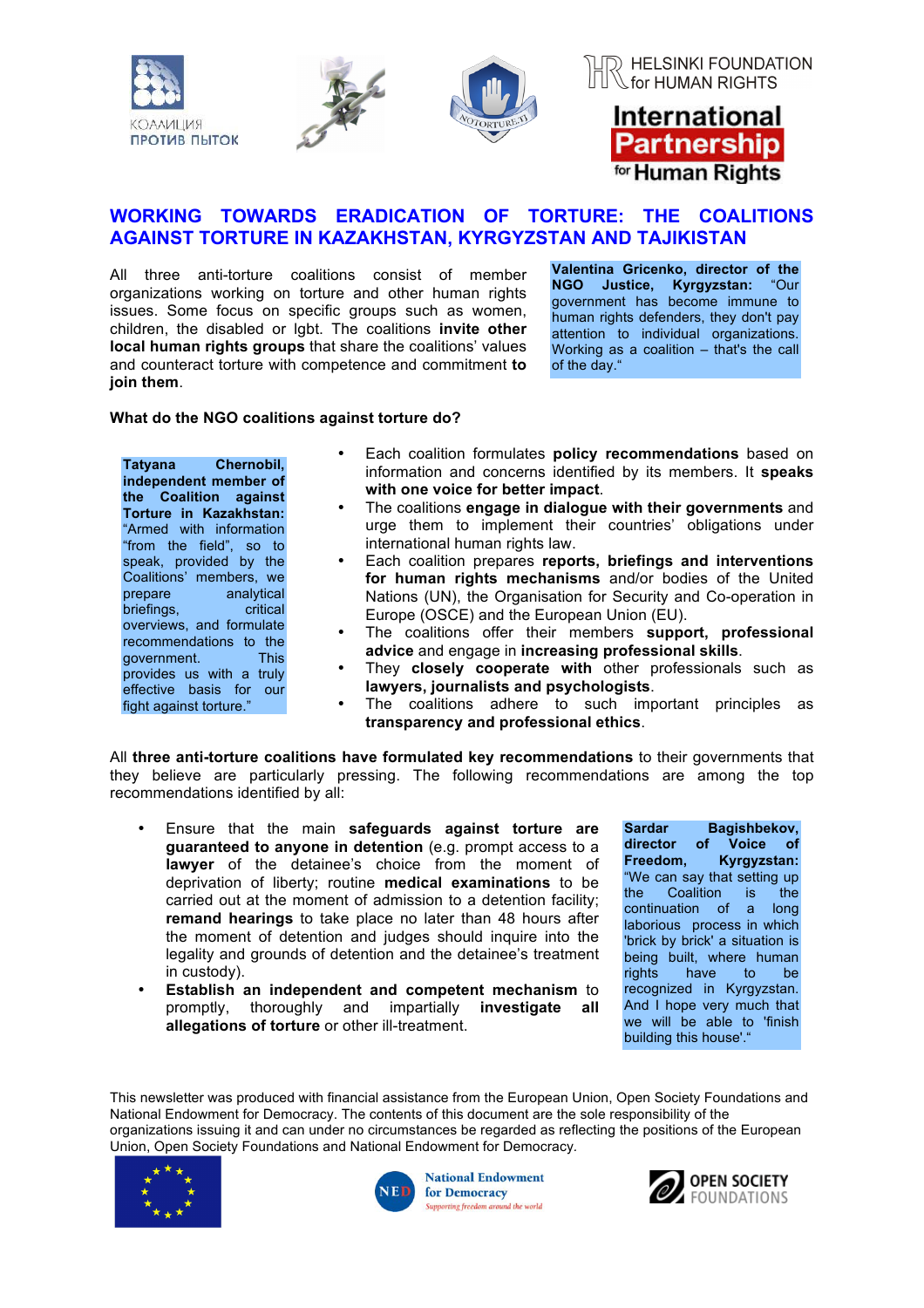КОАЛИЦИЯ ПРОТИВ ПЫТОК

HELSINKI FOUNDATION for HUMAN RIGHTS

International Partnership for Human Rights

## WORKING TOWARDS ERADICATION OF TORTURE: THE COALITIONS AGAINST TORTURE IN KAZAKHSTAN, KYRGYZSTAN AND TAJIKISTAN

All three anti-torture coalitions consist of member organizations working on torture and other human rights issues. Some focus on specific groups such as women, children, the disabled or lgbt. The coalitions **invite other local human rights groups** that share the coalitions' values and counteract torture with competence and commitment **to join them**.

**Valentina Gricenko, director of the NGO Justice, Kyrgyzstan:** "Our government has become immune to human rights defenders, they don't pay attention to individual organizations. Working as a coalition – that's the call of the day."

**What do the NGO coalitions against torture do?**

- Each coalition formulates **policy recommendations** based on information and concerns identified by its members. It **speaks with one voice for better impact**.
- The coalitions **engage in dialogue with their governments** and urge them to implement their countries' obligations under international human rights law.
- Each coalition prepares **reports, briefings and interventions for human rights mechanisms** and/or bodies of the United Nations (UN), the Organisation for Security and Co-operation in Europe (OSCE) and the European Union (EU).
- The coalitions offer their members **support, professional advice** and engage in **increasing professional skills**.
- They **closely cooperate with** other professionals such as **lawyers, journalists and psychologists**.
- The coalitions adhere to such important principles as **transparency and professional ethics**.

**Tatyana Chernobil, independent member of the Coalition against Torture in Kazakhstan:** "Armed with information "from the field", so to speak, provided by the Coalitions' members, we prepare analytical briefings, critical overviews, and formulate recommendations to the government. This provides us with a truly effective basis for our fight against torture."

All **three anti-torture coalitions have formulated key recommendations** to their governments that they believe are particularly pressing. The following recommendations are among the top recommendations identified by all:

- Ensure that the main **safeguards against torture are guaranteed to anyone in detention** (e.g. prompt access to a **lawyer** of the detainee's choice from the moment of deprivation of liberty; routine **medical examinations** to be carried out at the moment of admission to a detention facility; **remand hearings** to take place no later than 48 hours after the moment of detention and judges should inquire into the legality and grounds of detention and the detainee's treatment in custody).
- **Establish an independent and competent mechanism** to promptly, thoroughly and impartially **investigate all allegations of torture** or other ill-treatment.

**Sardar Bagishbekov, director of Voice of Freedom, Kyrgyzstan:** "We can say that setting up the Coalition is the continuation of a long laborious process in which 'brick by brick' a situation is being built, where human rights have to be recognized in Kyrgyzstan. And I hope very much that we will be able to 'finish building this house'."

This newsletter was produced with financial assistance from the European Union, Open Society Foundations and National Endowment for Democracy. The contents of this document are the sole responsibility of the organizations issuing it and can under no circumstances be regarded as reflecting the positions of the European Union, Open Society Foundations and National Endowment for Democracy.

National Endowment for Democracy – Supporting freedom around the world

OPEN SOCIETY FOUNDATIONS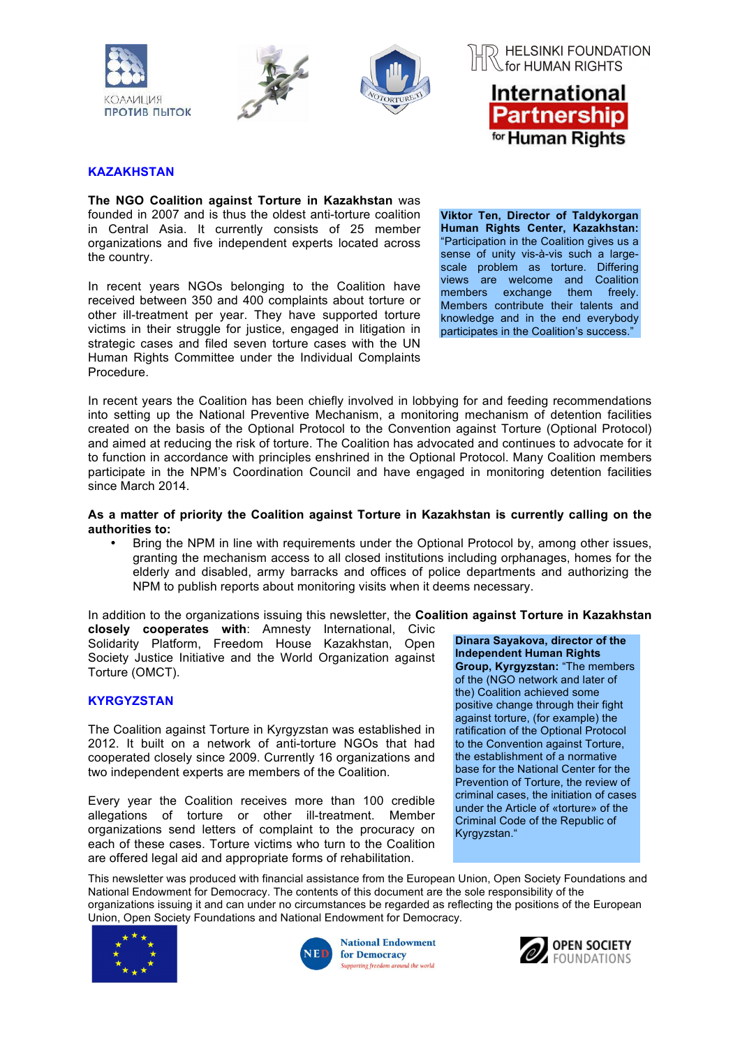КОАЛИЦИЯ ПРОТИВ ПЫТОК

HELSINKI FOUNDATION for HUMAN RIGHTS

International Partnership for Human Rights

## KAZAKHSTAN

**The NGO Coalition against Torture in Kazakhstan** was founded in 2007 and is thus the oldest anti-torture coalition in Central Asia. It currently consists of 25 member organizations and five independent experts located across the country.

In recent years NGOs belonging to the Coalition have received between 350 and 400 complaints about torture or other ill-treatment per year. They have supported torture victims in their struggle for justice, engaged in litigation in strategic cases and filed seven torture cases with the UN Human Rights Committee under the Individual Complaints Procedure.

**Viktor Ten, Director of Taldykorgan Human Rights Center, Kazakhstan:** "Participation in the Coalition gives us a sense of unity vis-à-vis such a large-scale problem as torture. Differing views are welcome and Coalition members exchange them freely. Members contribute their talents and knowledge and in the end everybody participates in the Coalition's success."

In recent years the Coalition has been chiefly involved in lobbying for and feeding recommendations into setting up the National Preventive Mechanism, a monitoring mechanism of detention facilities created on the basis of the Optional Protocol to the Convention against Torture (Optional Protocol) and aimed at reducing the risk of torture. The Coalition has advocated and continues to advocate for it to function in accordance with principles enshrined in the Optional Protocol. Many Coalition members participate in the NPM's Coordination Council and have engaged in monitoring detention facilities since March 2014.

**As a matter of priority the Coalition against Torture in Kazakhstan is currently calling on the authorities to:**

- Bring the NPM in line with requirements under the Optional Protocol by, among other issues, granting the mechanism access to all closed institutions including orphanages, homes for the elderly and disabled, army barracks and offices of police departments and authorizing the NPM to publish reports about monitoring visits when it deems necessary.

In addition to the organizations issuing this newsletter, the **Coalition against Torture in Kazakhstan closely cooperates with**: Amnesty International, Civic Solidarity Platform, Freedom House Kazakhstan, Open Society Justice Initiative and the World Organization against Torture (OMCT).

## KYRGYZSTAN

The Coalition against Torture in Kyrgyzstan was established in 2012. It built on a network of anti-torture NGOs that had cooperated closely since 2009. Currently 16 organizations and two independent experts are members of the Coalition.

Every year the Coalition receives more than 100 credible allegations of torture or other ill-treatment. Member organizations send letters of complaint to the procuracy on each of these cases. Torture victims who turn to the Coalition are offered legal aid and appropriate forms of rehabilitation.

**Dinara Sayakova, director of the Independent Human Rights Group, Kyrgyzstan:** "The members of the (NGO network and later of the) Coalition achieved some positive change through their fight against torture, (for example) the ratification of the Optional Protocol to the Convention against Torture, the establishment of a normative base for the National Center for the Prevention of Torture, the review of criminal cases, the initiation of cases under the Article of «torture» of the Criminal Code of the Republic of Kyrgyzstan."

This newsletter was produced with financial assistance from the European Union, Open Society Foundations and National Endowment for Democracy. The contents of this document are the sole responsibility of the organizations issuing it and can under no circumstances be regarded as reflecting the positions of the European Union, Open Society Foundations and National Endowment for Democracy.

National Endowment for Democracy — Supporting freedom around the world

OPEN SOCIETY FOUNDATIONS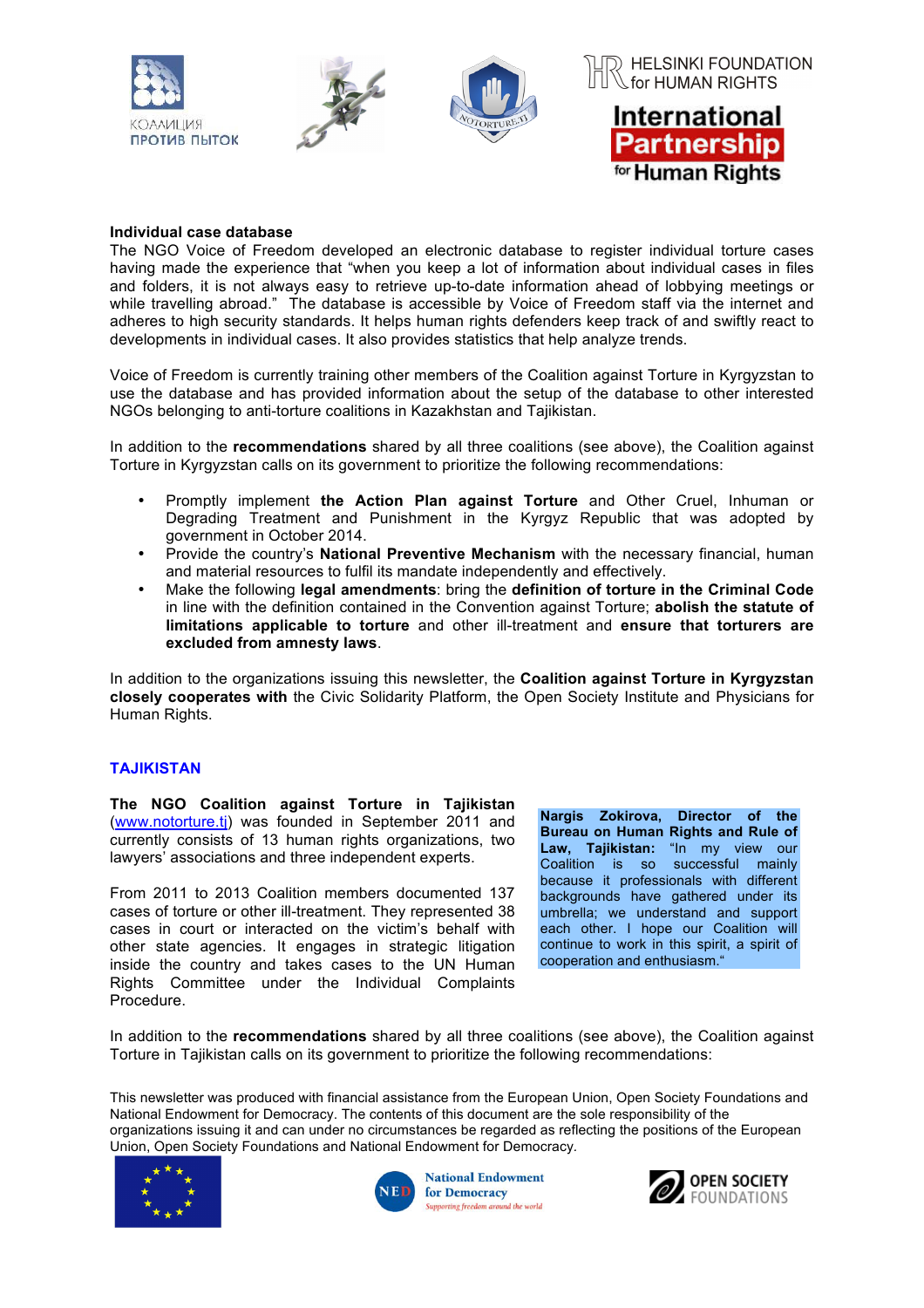**Individual case database**

The NGO Voice of Freedom developed an electronic database to register individual torture cases having made the experience that "when you keep a lot of information about individual cases in files and folders, it is not always easy to retrieve up-to-date information ahead of lobbying meetings or while travelling abroad." The database is accessible by Voice of Freedom staff via the internet and adheres to high security standards. It helps human rights defenders keep track of and swiftly react to developments in individual cases. It also provides statistics that help analyze trends.

Voice of Freedom is currently training other members of the Coalition against Torture in Kyrgyzstan to use the database and has provided information about the setup of the database to other interested NGOs belonging to anti-torture coalitions in Kazakhstan and Tajikistan.

In addition to the **recommendations** shared by all three coalitions (see above), the Coalition against Torture in Kyrgyzstan calls on its government to prioritize the following recommendations:

- Promptly implement **the Action Plan against Torture** and Other Cruel, Inhuman or Degrading Treatment and Punishment in the Kyrgyz Republic that was adopted by government in October 2014.
- Provide the country's **National Preventive Mechanism** with the necessary financial, human and material resources to fulfil its mandate independently and effectively.
- Make the following **legal amendments**: bring the **definition of torture in the Criminal Code** in line with the definition contained in the Convention against Torture; **abolish the statute of limitations applicable to torture** and other ill-treatment and **ensure that torturers are excluded from amnesty laws**.

In addition to the organizations issuing this newsletter, the **Coalition against Torture in Kyrgyzstan closely cooperates with** the Civic Solidarity Platform, the Open Society Institute and Physicians for Human Rights.

## TAJIKISTAN

**The NGO Coalition against Torture in Tajikistan** (www.notorture.tj) was founded in September 2011 and currently consists of 13 human rights organizations, two lawyers' associations and three independent experts.

From 2011 to 2013 Coalition members documented 137 cases of torture or other ill-treatment. They represented 38 cases in court or interacted on the victim's behalf with other state agencies. It engages in strategic litigation inside the country and takes cases to the UN Human Rights Committee under the Individual Complaints Procedure.

**Nargis Zokirova, Director of the Bureau on Human Rights and Rule of Law, Tajikistan:** "In my view our Coalition is so successful mainly because it professionals with different backgrounds have gathered under its umbrella; we understand and support each other. I hope our Coalition will continue to work in this spirit, a spirit of cooperation and enthusiasm."

In addition to the **recommendations** shared by all three coalitions (see above), the Coalition against Torture in Tajikistan calls on its government to prioritize the following recommendations:

This newsletter was produced with financial assistance from the European Union, Open Society Foundations and National Endowment for Democracy. The contents of this document are the sole responsibility of the organizations issuing it and can under no circumstances be regarded as reflecting the positions of the European Union, Open Society Foundations and National Endowment for Democracy.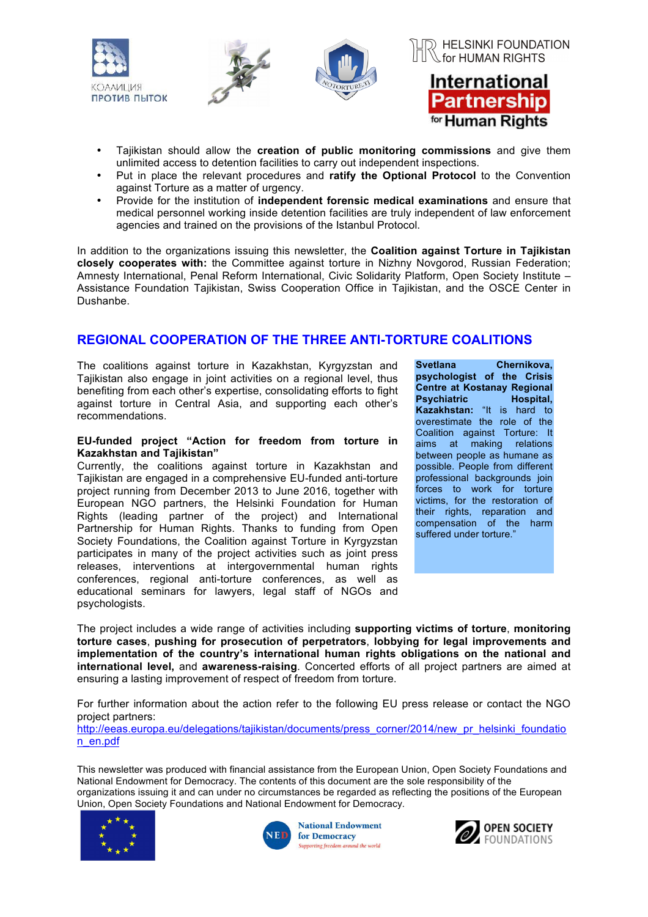- Tajikistan should allow the **creation of public monitoring commissions** and give them unlimited access to detention facilities to carry out independent inspections.
- Put in place the relevant procedures and **ratify the Optional Protocol** to the Convention against Torture as a matter of urgency.
- Provide for the institution of **independent forensic medical examinations** and ensure that medical personnel working inside detention facilities are truly independent of law enforcement agencies and trained on the provisions of the Istanbul Protocol.

In addition to the organizations issuing this newsletter, the **Coalition against Torture in Tajikistan closely cooperates with:** the Committee against torture in Nizhny Novgorod, Russian Federation; Amnesty International, Penal Reform International, Civic Solidarity Platform, Open Society Institute – Assistance Foundation Tajikistan, Swiss Cooperation Office in Tajikistan, and the OSCE Center in Dushanbe.

## REGIONAL COOPERATION OF THE THREE ANTI-TORTURE COALITIONS

The coalitions against torture in Kazakhstan, Kyrgyzstan and Tajikistan also engage in joint activities on a regional level, thus benefiting from each other's expertise, consolidating efforts to fight against torture in Central Asia, and supporting each other's recommendations.

**EU-funded project "Action for freedom from torture in Kazakhstan and Tajikistan"**

Currently, the coalitions against torture in Kazakhstan and Tajikistan are engaged in a comprehensive EU-funded anti-torture project running from December 2013 to June 2016, together with European NGO partners, the Helsinki Foundation for Human Rights (leading partner of the project) and International Partnership for Human Rights. Thanks to funding from Open Society Foundations, the Coalition against Torture in Kyrgyzstan participates in many of the project activities such as joint press releases, interventions at intergovernmental human rights conferences, regional anti-torture conferences, as well as educational seminars for lawyers, legal staff of NGOs and psychologists.

**Svetlana Chernikova, psychologist of the Crisis Centre at Kostanay Regional Psychiatric Hospital, Kazakhstan:** "It is hard to overestimate the role of the Coalition against Torture: It aims at making relations between people as humane as possible. People from different professional backgrounds join forces to work for torture victims, for the restoration of their rights, reparation and compensation of the harm suffered under torture."

The project includes a wide range of activities including **supporting victims of torture**, **monitoring torture cases**, **pushing for prosecution of perpetrators**, **lobbying for legal improvements and implementation of the country's international human rights obligations on the national and international level,** and **awareness-raising**. Concerted efforts of all project partners are aimed at ensuring a lasting improvement of respect of freedom from torture.

For further information about the action refer to the following EU press release or contact the NGO project partners:
http://eeas.europa.eu/delegations/tajikistan/documents/press_corner/2014/new_pr_helsinki_foundation_en.pdf

This newsletter was produced with financial assistance from the European Union, Open Society Foundations and National Endowment for Democracy. The contents of this document are the sole responsibility of the organizations issuing it and can under no circumstances be regarded as reflecting the positions of the European Union, Open Society Foundations and National Endowment for Democracy.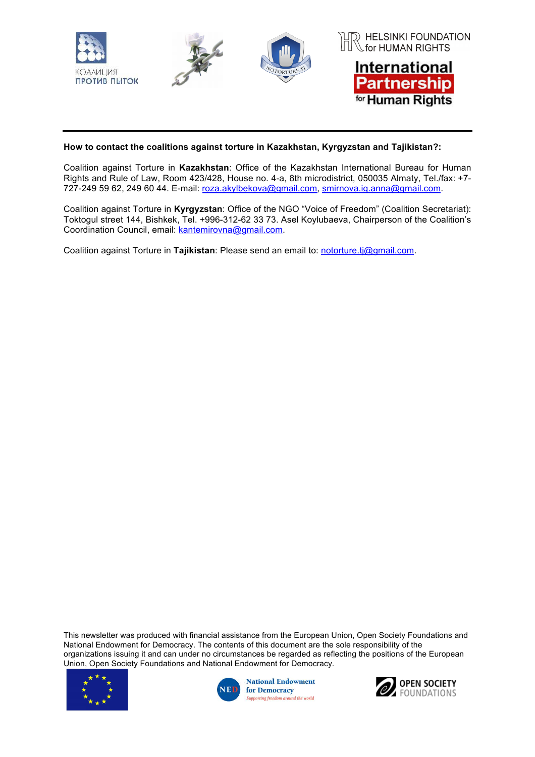**How to contact the coalitions against torture in Kazakhstan, Kyrgyzstan and Tajikistan?:**

Coalition against Torture in **Kazakhstan**: Office of the Kazakhstan International Bureau for Human Rights and Rule of Law, Room 423/428, House no. 4-a, 8th microdistrict, 050035 Almaty, Tel./fax: +7-727-249 59 62, 249 60 44. E-mail: roza.akylbekova@gmail.com, smirnova.ig.anna@gmail.com.

Coalition against Torture in **Kyrgyzstan**: Office of the NGO "Voice of Freedom" (Coalition Secretariat): Toktogul street 144, Bishkek, Tel. +996-312-62 33 73. Asel Koylubaeva, Chairperson of the Coalition's Coordination Council, email: kantemirovna@gmail.com.

Coalition against Torture in **Tajikistan**: Please send an email to: notorture.tj@gmail.com.

This newsletter was produced with financial assistance from the European Union, Open Society Foundations and National Endowment for Democracy. The contents of this document are the sole responsibility of the organizations issuing it and can under no circumstances be regarded as reflecting the positions of the European Union, Open Society Foundations and National Endowment for Democracy.